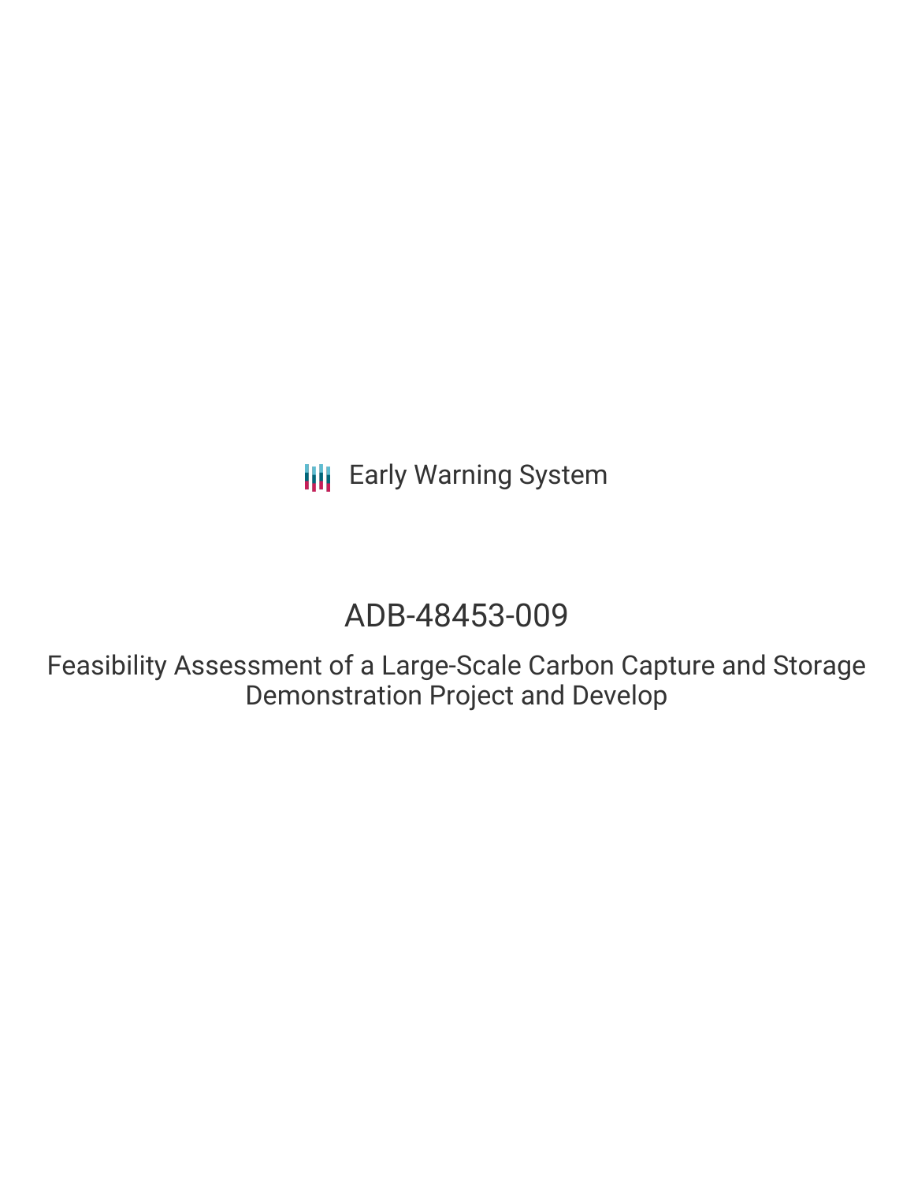Early Warning System

# ADB-48453-009

Feasibility Assessment of a Large-Scale Carbon Capture and Storage Demonstration Project and Develop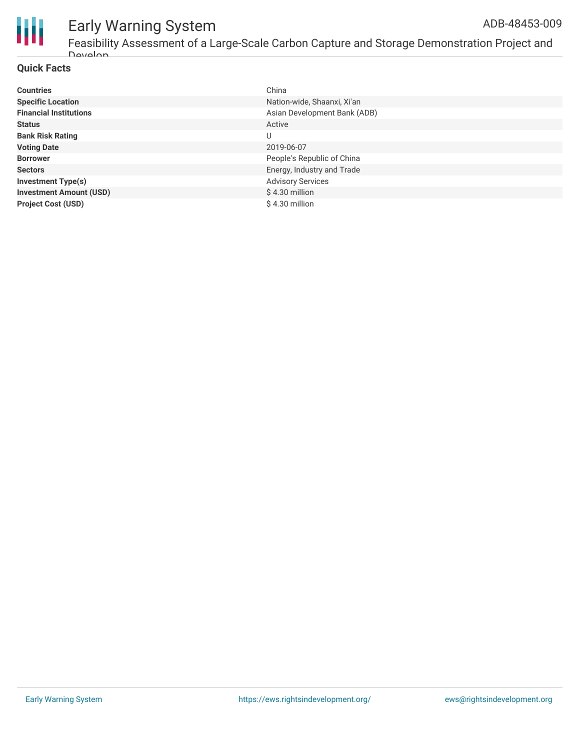## Quick Facts

| | |
|---|---|
| **Countries** | China |
| **Specific Location** | Nation-wide, Shaanxi, Xi'an |
| **Financial Institutions** | Asian Development Bank (ADB) |
| **Status** | Active |
| **Bank Risk Rating** | U |
| **Voting Date** | 2019-06-07 |
| **Borrower** | People's Republic of China |
| **Sectors** | Energy, Industry and Trade |
| **Investment Type(s)** | Advisory Services |
| **Investment Amount (USD)** | $ 4.30 million |
| **Project Cost (USD)** | $ 4.30 million |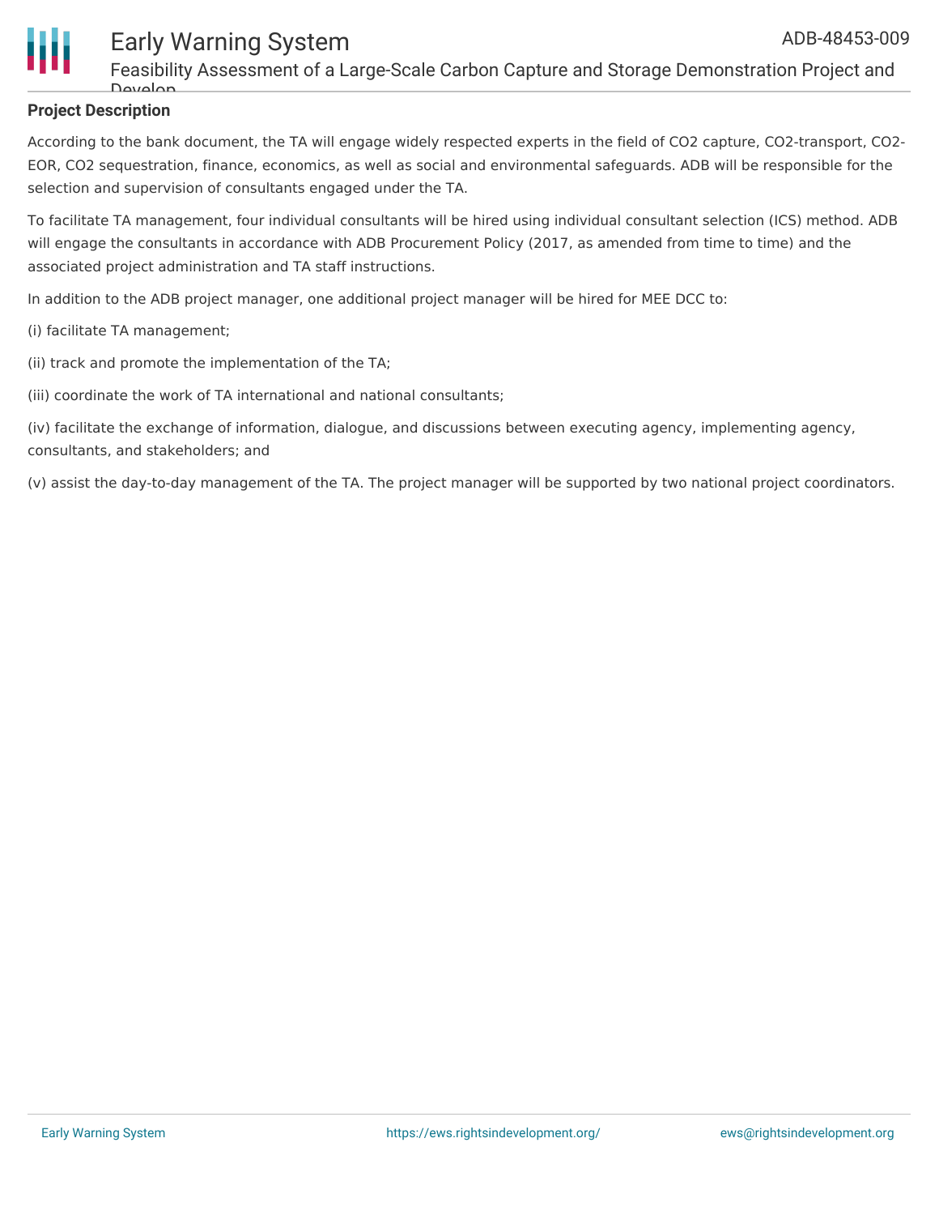**Project Description**

According to the bank document, the TA will engage widely respected experts in the field of CO2 capture, CO2-transport, CO2-EOR, CO2 sequestration, finance, economics, as well as social and environmental safeguards. ADB will be responsible for the selection and supervision of consultants engaged under the TA.

To facilitate TA management, four individual consultants will be hired using individual consultant selection (ICS) method. ADB will engage the consultants in accordance with ADB Procurement Policy (2017, as amended from time to time) and the associated project administration and TA staff instructions.

In addition to the ADB project manager, one additional project manager will be hired for MEE DCC to:

(i) facilitate TA management;

(ii) track and promote the implementation of the TA;

(iii) coordinate the work of TA international and national consultants;

(iv) facilitate the exchange of information, dialogue, and discussions between executing agency, implementing agency, consultants, and stakeholders; and

(v) assist the day-to-day management of the TA. The project manager will be supported by two national project coordinators.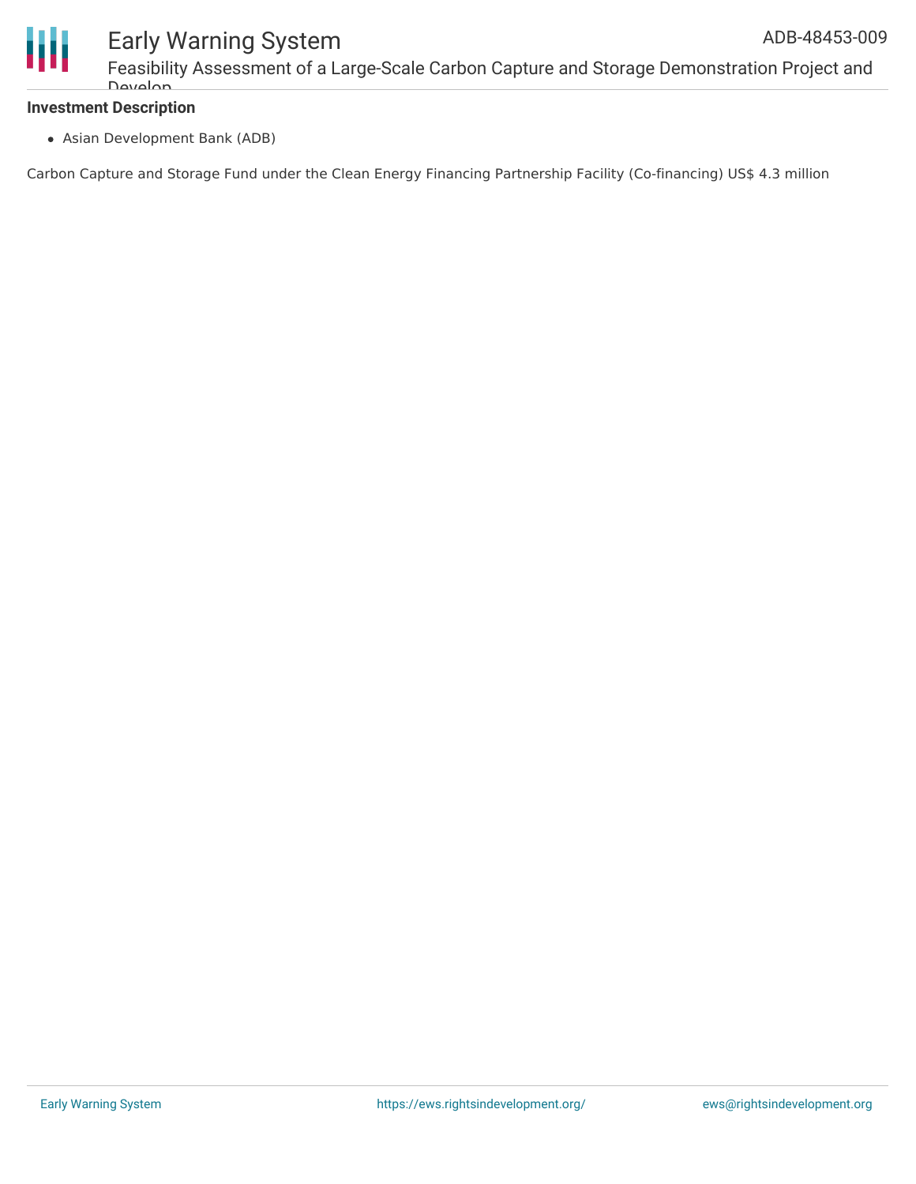**Investment Description**

- Asian Development Bank (ADB)

Carbon Capture and Storage Fund under the Clean Energy Financing Partnership Facility (Co-financing) US$ 4.3 million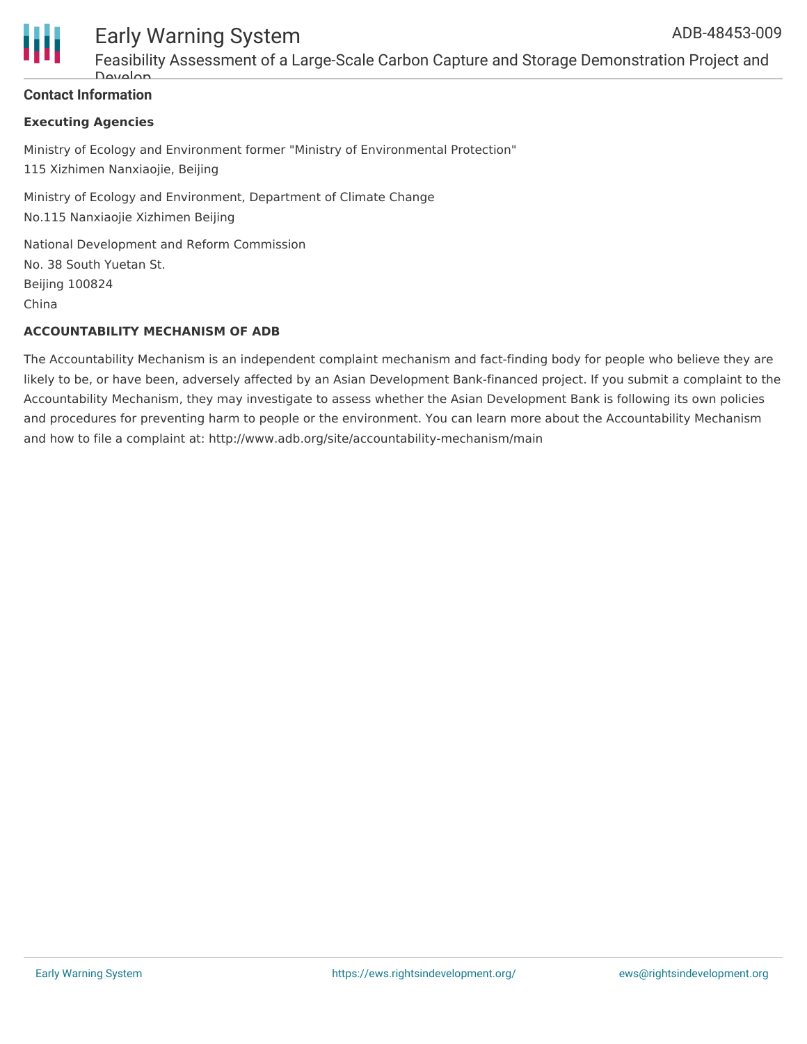## Contact Information

**Executing Agencies**

Ministry of Ecology and Environment former "Ministry of Environmental Protection"
115 Xizhimen Nanxiaojie, Beijing

Ministry of Ecology and Environment, Department of Climate Change
No.115 Nanxiaojie Xizhimen Beijing

National Development and Reform Commission
No. 38 South Yuetan St.
Beijing 100824
China

**ACCOUNTABILITY MECHANISM OF ADB**

The Accountability Mechanism is an independent complaint mechanism and fact-finding body for people who believe they are likely to be, or have been, adversely affected by an Asian Development Bank-financed project. If you submit a complaint to the Accountability Mechanism, they may investigate to assess whether the Asian Development Bank is following its own policies and procedures for preventing harm to people or the environment. You can learn more about the Accountability Mechanism and how to file a complaint at: http://www.adb.org/site/accountability-mechanism/main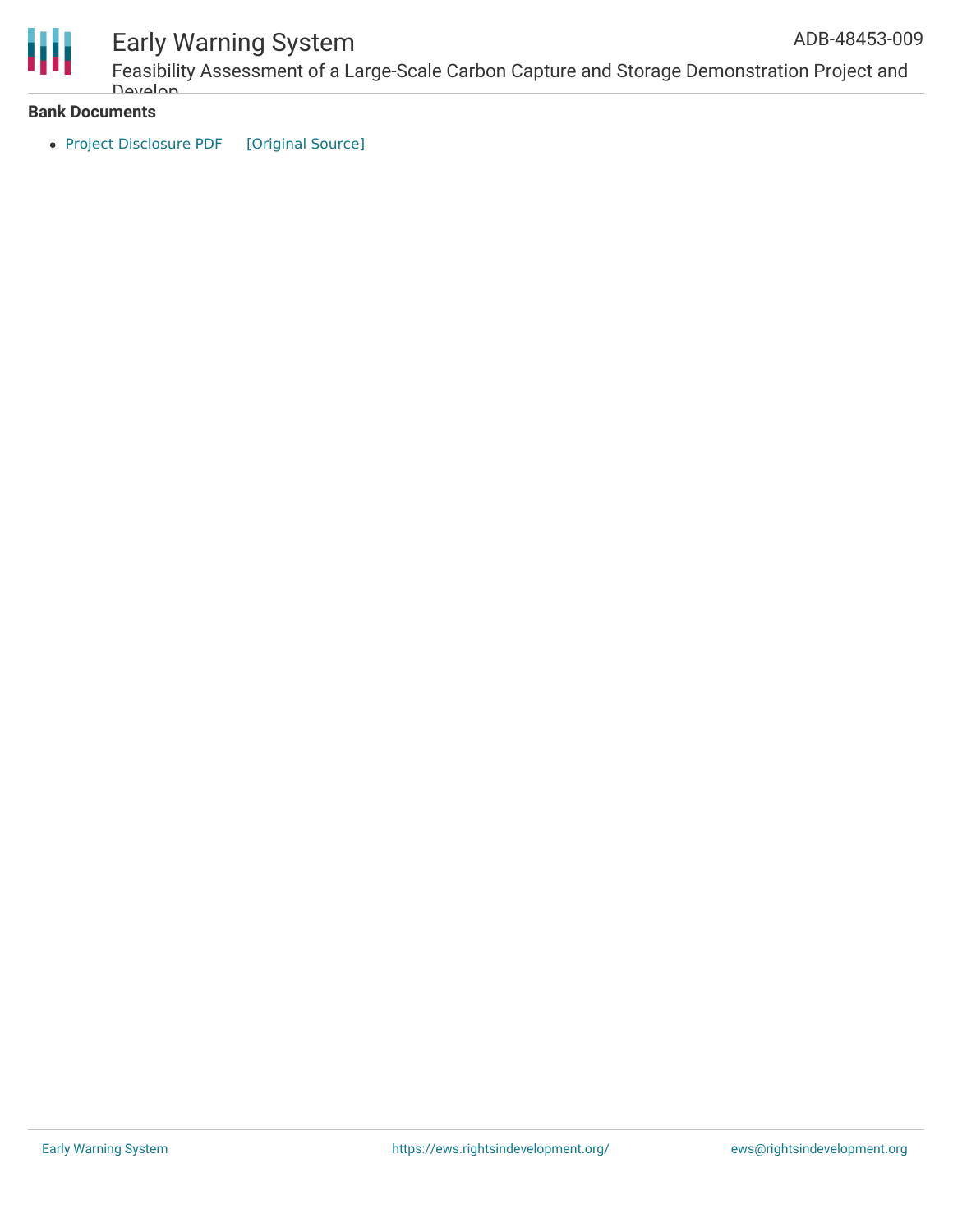**Bank Documents**

- Project Disclosure PDF [Original Source]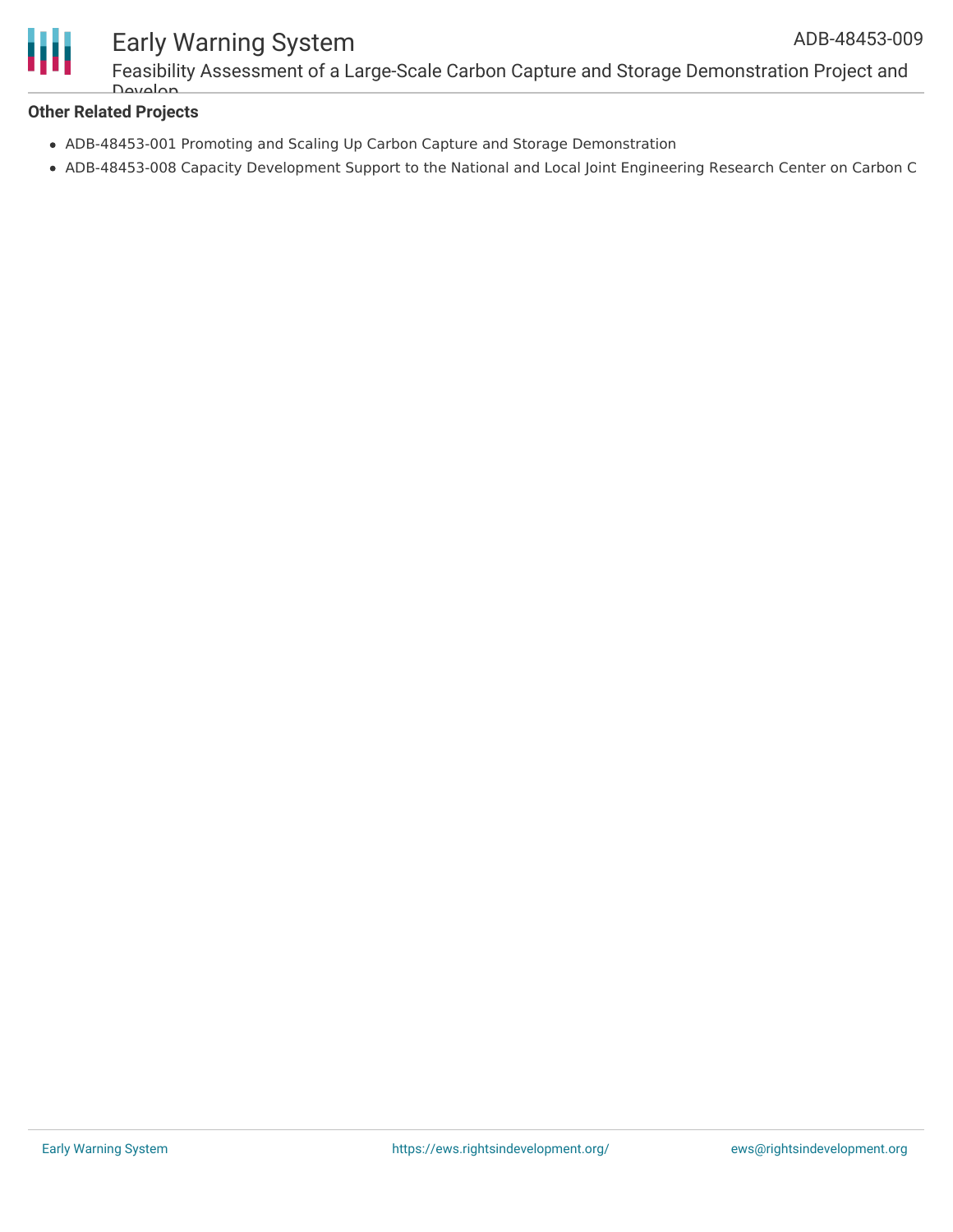**Other Related Projects**

- ADB-48453-001 Promoting and Scaling Up Carbon Capture and Storage Demonstration
- ADB-48453-008 Capacity Development Support to the National and Local Joint Engineering Research Center on Carbon C